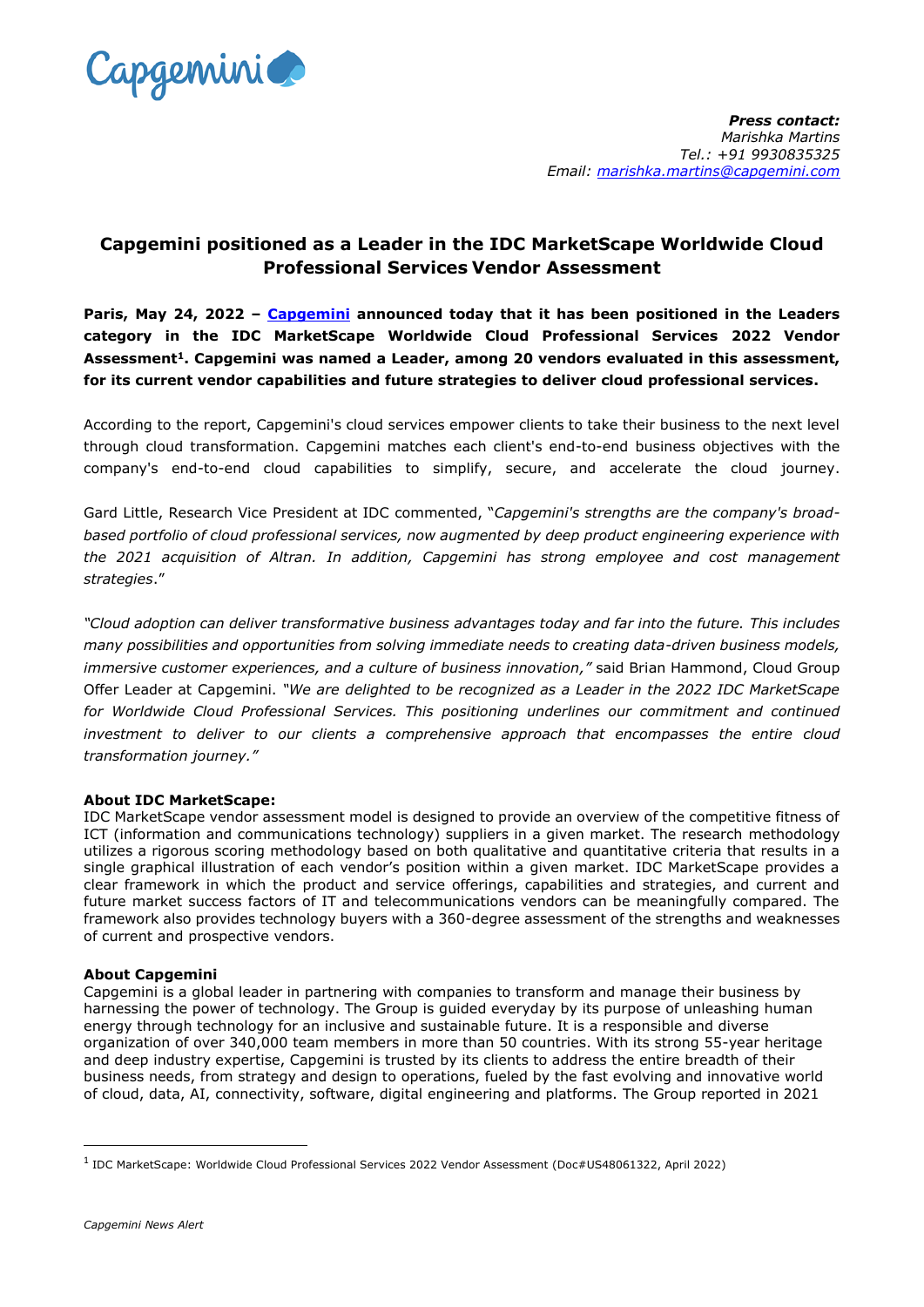***Press contact:***
*Marishka Martins*
*Tel.: +91 9930835325*
*Email: [marishka.martins@capgemini.com](mailto:marishka.martins@capgemini.com)*

# Capgemini positioned as a Leader in the IDC MarketScape Worldwide Cloud Professional Services Vendor Assessment

**Paris, May 24, 2022 – [Capgemini](https://www.capgemini.com) announced today that it has been positioned in the Leaders category in the IDC MarketScape Worldwide Cloud Professional Services 2022 Vendor Assessment[1]. Capgemini was named a Leader, among 20 vendors evaluated in this assessment, for its current vendor capabilities and future strategies to deliver cloud professional services.**

According to the report, Capgemini's cloud services empower clients to take their business to the next level through cloud transformation. Capgemini matches each client's end-to-end business objectives with the company's end-to-end cloud capabilities to simplify, secure, and accelerate the cloud journey.

Gard Little, Research Vice President at IDC commented, "*Capgemini's strengths are the company's broad-based portfolio of cloud professional services, now augmented by deep product engineering experience with the 2021 acquisition of Altran. In addition, Capgemini has strong employee and cost management strategies*."

*"Cloud adoption can deliver transformative business advantages today and far into the future. This includes many possibilities and opportunities from solving immediate needs to creating data-driven business models, immersive customer experiences, and a culture of business innovation,"* said Brian Hammond, Cloud Group Offer Leader at Capgemini. *"We are delighted to be recognized as a Leader in the 2022 IDC MarketScape for Worldwide Cloud Professional Services. This positioning underlines our commitment and continued investment to deliver to our clients a comprehensive approach that encompasses the entire cloud transformation journey."*

**About IDC MarketScape:**
IDC MarketScape vendor assessment model is designed to provide an overview of the competitive fitness of ICT (information and communications technology) suppliers in a given market. The research methodology utilizes a rigorous scoring methodology based on both qualitative and quantitative criteria that results in a single graphical illustration of each vendor's position within a given market. IDC MarketScape provides a clear framework in which the product and service offerings, capabilities and strategies, and current and future market success factors of IT and telecommunications vendors can be meaningfully compared. The framework also provides technology buyers with a 360-degree assessment of the strengths and weaknesses of current and prospective vendors.

**About Capgemini**
Capgemini is a global leader in partnering with companies to transform and manage their business by harnessing the power of technology. The Group is guided everyday by its purpose of unleashing human energy through technology for an inclusive and sustainable future. It is a responsible and diverse organization of over 340,000 team members in more than 50 countries. With its strong 55-year heritage and deep industry expertise, Capgemini is trusted by its clients to address the entire breadth of their business needs, from strategy and design to operations, fueled by the fast evolving and innovative world of cloud, data, AI, connectivity, software, digital engineering and platforms. The Group reported in 2021

---

[1] IDC MarketScape: Worldwide Cloud Professional Services 2022 Vendor Assessment (Doc#US48061322, April 2022)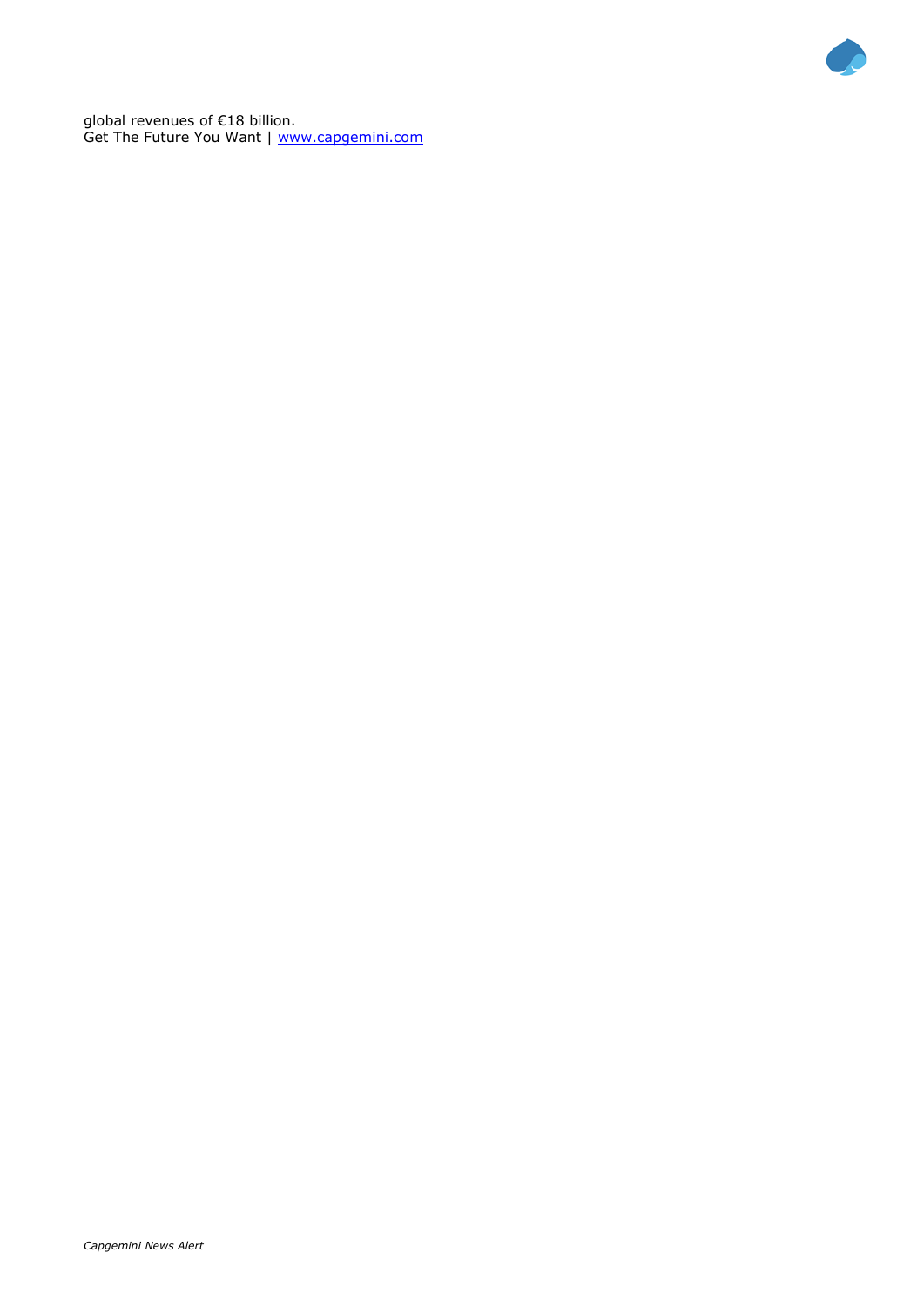global revenues of €18 billion.
Get The Future You Want | [www.capgemini.com](http://www.capgemini.com)